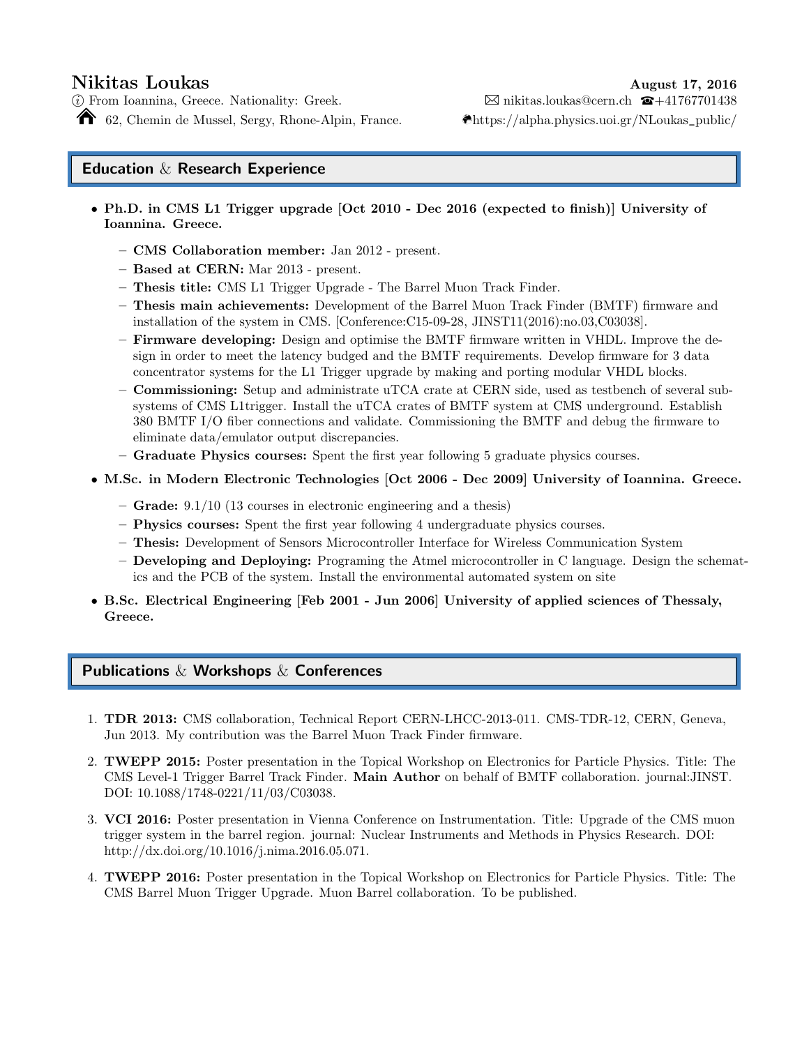# Nikitas Loukas

**August 17, 2016**

From Ioannina, Greece. Nationality: Greek.

nikitas.loukas@cern.ch +41767701438

62, Chemin de Mussel, Sergy, Rhone-Alpin, France.

https://alpha.physics.uoi.gr/NLoukas_public/

## Education & Research Experience

- **Ph.D. in CMS L1 Trigger upgrade [Oct 2010 - Dec 2016 (expected to finish)] University of Ioannina. Greece.**
  - **CMS Collaboration member:** Jan 2012 - present.
  - **Based at CERN:** Mar 2013 - present.
  - **Thesis title:** CMS L1 Trigger Upgrade - The Barrel Muon Track Finder.
  - **Thesis main achievements:** Development of the Barrel Muon Track Finder (BMTF) firmware and installation of the system in CMS. [Conference:C15-09-28, JINST11(2016):no.03,C03038].
  - **Firmware developing:** Design and optimise the BMTF firmware written in VHDL. Improve the design in order to meet the latency budged and the BMTF requirements. Develop firmware for 3 data concentrator systems for the L1 Trigger upgrade by making and porting modular VHDL blocks.
  - **Commissioning:** Setup and administrate uTCA crate at CERN side, used as testbench of several subsystems of CMS L1trigger. Install the uTCA crates of BMTF system at CMS underground. Establish 380 BMTF I/O fiber connections and validate. Commissioning the BMTF and debug the firmware to eliminate data/emulator output discrepancies.
  - **Graduate Physics courses:** Spent the first year following 5 graduate physics courses.
- **M.Sc. in Modern Electronic Technologies [Oct 2006 - Dec 2009] University of Ioannina. Greece.**
  - **Grade:** 9.1/10 (13 courses in electronic engineering and a thesis)
  - **Physics courses:** Spent the first year following 4 undergraduate physics courses.
  - **Thesis:** Development of Sensors Microcontroller Interface for Wireless Communication System
  - **Developing and Deploying:** Programing the Atmel microcontroller in C language. Design the schematics and the PCB of the system. Install the environmental automated system on site
- **B.Sc. Electrical Engineering [Feb 2001 - Jun 2006] University of applied sciences of Thessaly, Greece.**

## Publications & Workshops & Conferences

1. **TDR 2013:** CMS collaboration, Technical Report CERN-LHCC-2013-011. CMS-TDR-12, CERN, Geneva, Jun 2013. My contribution was the Barrel Muon Track Finder firmware.
2. **TWEPP 2015:** Poster presentation in the Topical Workshop on Electronics for Particle Physics. Title: The CMS Level-1 Trigger Barrel Track Finder. **Main Author** on behalf of BMTF collaboration. journal:JINST. DOI: 10.1088/1748-0221/11/03/C03038.
3. **VCI 2016:** Poster presentation in Vienna Conference on Instrumentation. Title: Upgrade of the CMS muon trigger system in the barrel region. journal: Nuclear Instruments and Methods in Physics Research. DOI: http://dx.doi.org/10.1016/j.nima.2016.05.071.
4. **TWEPP 2016:** Poster presentation in the Topical Workshop on Electronics for Particle Physics. Title: The CMS Barrel Muon Trigger Upgrade. Muon Barrel collaboration. To be published.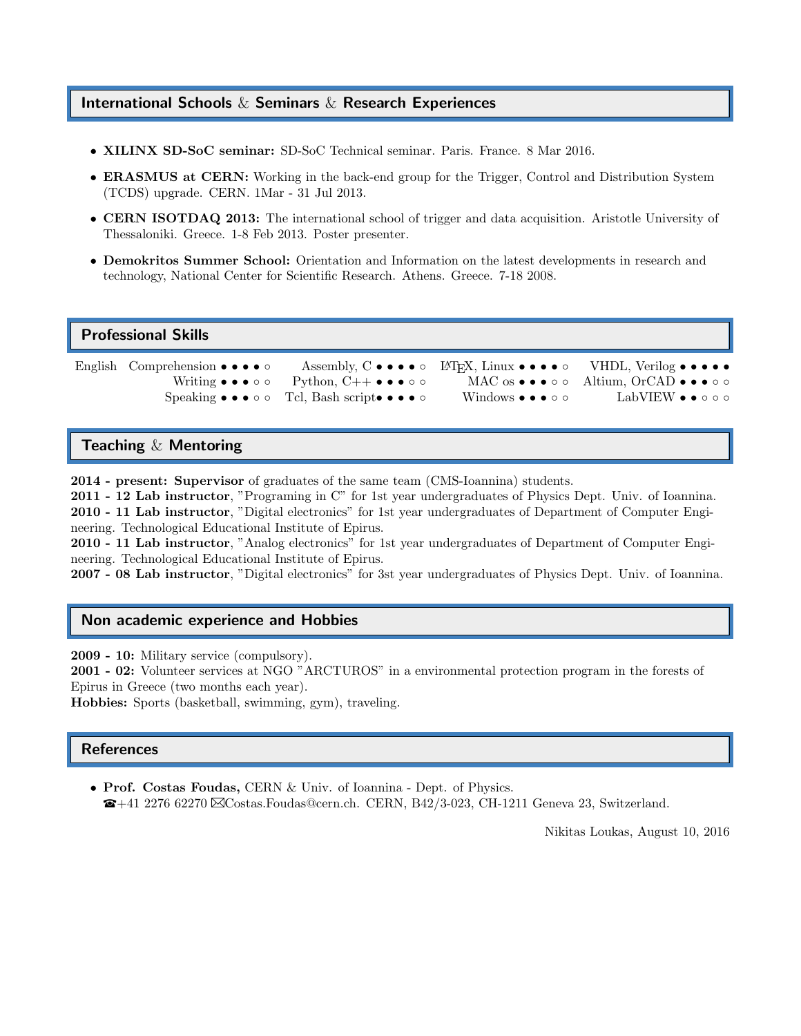## International Schools & Seminars & Research Experiences

- **XILINX SD-SoC seminar:** SD-SoC Technical seminar. Paris. France. 8 Mar 2016.
- **ERASMUS at CERN:** Working in the back-end group for the Trigger, Control and Distribution System (TCDS) upgrade. CERN. 1Mar - 31 Jul 2013.
- **CERN ISOTDAQ 2013:** The international school of trigger and data acquisition. Aristotle University of Thessaloniki. Greece. 1-8 Feb 2013. Poster presenter.
- **Demokritos Summer School:** Orientation and Information on the latest developments in research and technology, National Center for Scientific Research. Athens. Greece. 7-18 2008.

## Professional Skills

| | | | | |
|---|---|---|---|---|
| English | Comprehension ● ● ● ● ○ | Assembly, C ● ● ● ● ○ | LaTeX, Linux ● ● ● ● ○ | VHDL, Verilog ● ● ● ● ● |
| | Writing ● ● ● ○ ○ | Python, C++ ● ● ● ○ ○ | MAC os ● ● ● ○ ○ | Altium, OrCAD ● ● ● ○ ○ |
| | Speaking ● ● ● ○ ○ | Tcl, Bash script● ● ● ● ○ | Windows ● ● ● ○ ○ | LabVIEW ● ● ○ ○ ○ |

## Teaching & Mentoring

**2014 - present: Supervisor** of graduates of the same team (CMS-Ioannina) students.
**2011 - 12 Lab instructor**, "Programing in C" for 1st year undergraduates of Physics Dept. Univ. of Ioannina.
**2010 - 11 Lab instructor**, "Digital electronics" for 1st year undergraduates of Department of Computer Engineering. Technological Educational Institute of Epirus.
**2010 - 11 Lab instructor**, "Analog electronics" for 1st year undergraduates of Department of Computer Engineering. Technological Educational Institute of Epirus.
**2007 - 08 Lab instructor**, "Digital electronics" for 3st year undergraduates of Physics Dept. Univ. of Ioannina.

## Non academic experience and Hobbies

**2009 - 10:** Military service (compulsory).
**2001 - 02:** Volunteer services at NGO "ARCTUROS" in a environmental protection program in the forests of Epirus in Greece (two months each year).
**Hobbies:** Sports (basketball, swimming, gym), traveling.

## References

- **Prof. Costas Foudas,** CERN & Univ. of Ioannina - Dept. of Physics.
  ☎+41 2276 62270 ✉Costas.Foudas@cern.ch. CERN, B42/3-023, CH-1211 Geneva 23, Switzerland.

Nikitas Loukas, August 10, 2016